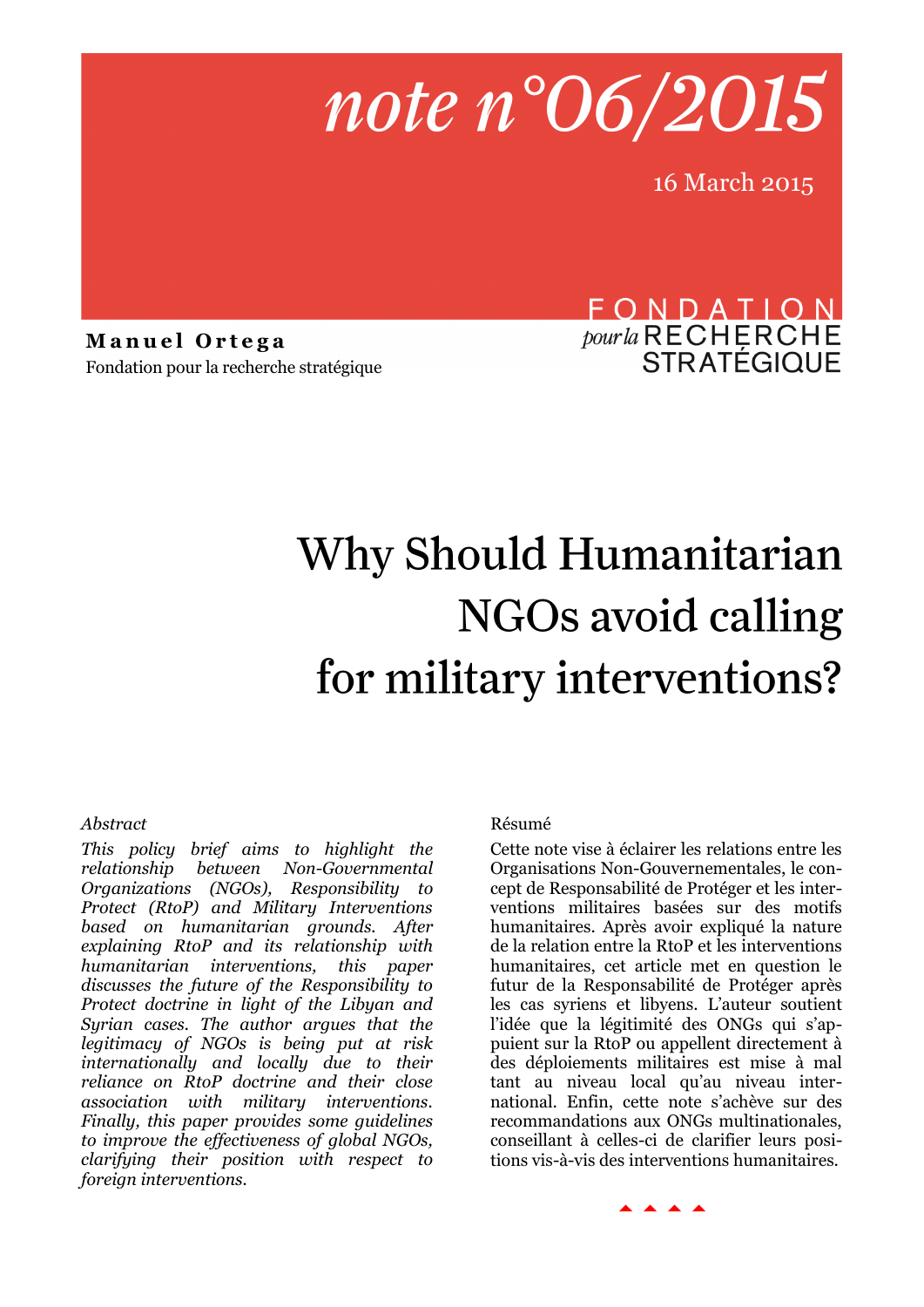*note n°06/2015*

16 March 2015

**Manuel Ortega**
Fondation pour la recherche stratégique

FONDATION pour la RECHERCHE STRATÉGIQUE

# Why Should Humanitarian NGOs avoid calling for military interventions?

*Abstract*

*This policy brief aims to highlight the relationship between Non-Governmental Organizations (NGOs), Responsibility to Protect (RtoP) and Military Interventions based on humanitarian grounds. After explaining RtoP and its relationship with humanitarian interventions, this paper discusses the future of the Responsibility to Protect doctrine in light of the Libyan and Syrian cases. The author argues that the legitimacy of NGOs is being put at risk internationally and locally due to their reliance on RtoP doctrine and their close association with military interventions. Finally, this paper provides some guidelines to improve the effectiveness of global NGOs, clarifying their position with respect to foreign interventions.*

Résumé

Cette note vise à éclairer les relations entre les Organisations Non-Gouvernementales, le concept de Responsabilité de Protéger et les interventions militaires basées sur des motifs humanitaires. Après avoir expliqué la nature de la relation entre la RtoP et les interventions humanitaires, cet article met en question le futur de la Responsabilité de Protéger après les cas syriens et libyens. L'auteur soutient l'idée que la légitimité des ONGs qui s'appuient sur la RtoP ou appellent directement à des déploiements militaires est mise à mal tant au niveau local qu'au niveau international. Enfin, cette note s'achève sur des recommandations aux ONGs multinationales, conseillant à celles-ci de clarifier leurs positions vis-à-vis des interventions humanitaires.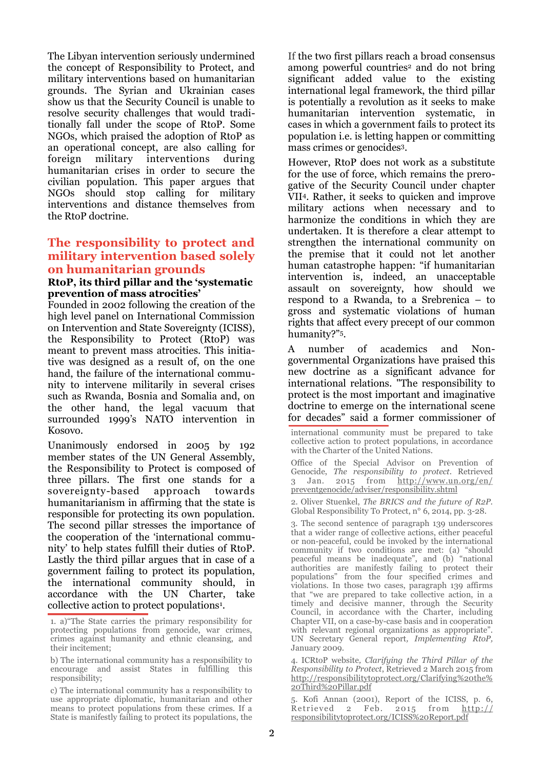The Libyan intervention seriously undermined the concept of Responsibility to Protect, and military interventions based on humanitarian grounds. The Syrian and Ukrainian cases show us that the Security Council is unable to resolve security challenges that would traditionally fall under the scope of RtoP. Some NGOs, which praised the adoption of RtoP as an operational concept, are also calling for foreign military interventions during humanitarian crises in order to secure the civilian population. This paper argues that NGOs should stop calling for military interventions and distance themselves from the RtoP doctrine.

## The responsibility to protect and military intervention based solely on humanitarian grounds

### RtoP, its third pillar and the 'systematic prevention of mass atrocities'

Founded in 2002 following the creation of the high level panel on International Commission on Intervention and State Sovereignty (ICISS), the Responsibility to Protect (RtoP) was meant to prevent mass atrocities. This initiative was designed as a result of, on the one hand, the failure of the international community to intervene militarily in several crises such as Rwanda, Bosnia and Somalia and, on the other hand, the legal vacuum that surrounded 1999's NATO intervention in Kosovo.

Unanimously endorsed in 2005 by 192 member states of the UN General Assembly, the Responsibility to Protect is composed of three pillars. The first one stands for a sovereignty-based approach towards humanitarianism in affirming that the state is responsible for protecting its own population. The second pillar stresses the importance of the cooperation of the 'international community' to help states fulfill their duties of RtoP. Lastly the third pillar argues that in case of a government failing to protect its population, the international community should, in accordance with the UN Charter, take collective action to protect populations[1].

If the two first pillars reach a broad consensus among powerful countries[2] and do not bring significant added value to the existing international legal framework, the third pillar is potentially a revolution as it seeks to make humanitarian intervention systematic, in cases in which a government fails to protect its population i.e. is letting happen or committing mass crimes or genocides[3].

However, RtoP does not work as a substitute for the use of force, which remains the prerogative of the Security Council under chapter VII[4]. Rather, it seeks to quicken and improve military actions when necessary and to harmonize the conditions in which they are undertaken. It is therefore a clear attempt to strengthen the international community on the premise that it could not let another human catastrophe happen: "if humanitarian intervention is, indeed, an unacceptable assault on sovereignty, how should we respond to a Rwanda, to a Srebrenica – to gross and systematic violations of human rights that affect every precept of our common humanity?"[5].

A number of academics and Non-governmental Organizations have praised this new doctrine as a significant advance for international relations. "The responsibility to protect is the most important and imaginative doctrine to emerge on the international scene for decades" said a former commissioner of

---

1. a)"The State carries the primary responsibility for protecting populations from genocide, war crimes, crimes against humanity and ethnic cleansing, and their incitement;

b) The international community has a responsibility to encourage and assist States in fulfilling this responsibility;

c) The international community has a responsibility to use appropriate diplomatic, humanitarian and other means to protect populations from these crimes. If a State is manifestly failing to protect its populations, the international community must be prepared to take collective action to protect populations, in accordance with the Charter of the United Nations.

Office of the Special Advisor on Prevention of Genocide, *The responsibility to protect*. Retrieved 3 Jan. 2015 from http://www.un.org/en/preventgenocide/adviser/responsibility.shtml

2. Oliver Stuenkel, *The BRICS and the future of R2P*. Global Responsibility To Protect, n° 6, 2014, pp. 3-28.

3. The second sentence of paragraph 139 underscores that a wider range of collective actions, either peaceful or non-peaceful, could be invoked by the international community if two conditions are met: (a) "should peaceful means be inadequate", and (b) "national authorities are manifestly failing to protect their populations" from the four specified crimes and violations. In those two cases, paragraph 139 affirms that "we are prepared to take collective action, in a timely and decisive manner, through the Security Council, in accordance with the Charter, including Chapter VII, on a case-by-case basis and in cooperation with relevant regional organizations as appropriate". UN Secretary General report, *Implementing RtoP,* January 2009.

4. ICRtoP website, *Clarifying the Third Pillar of the Responsibility to Protect*, Retrieved 2 March 2015 from http://responsibilitytoprotect.org/Clarifying%20the%20Third%20Pillar.pdf

5. Kofi Annan (2001), Report of the ICISS, p. 6, Retrieved 2 Feb. 2015 from http://responsibilitytoprotect.org/ICISS%20Report.pdf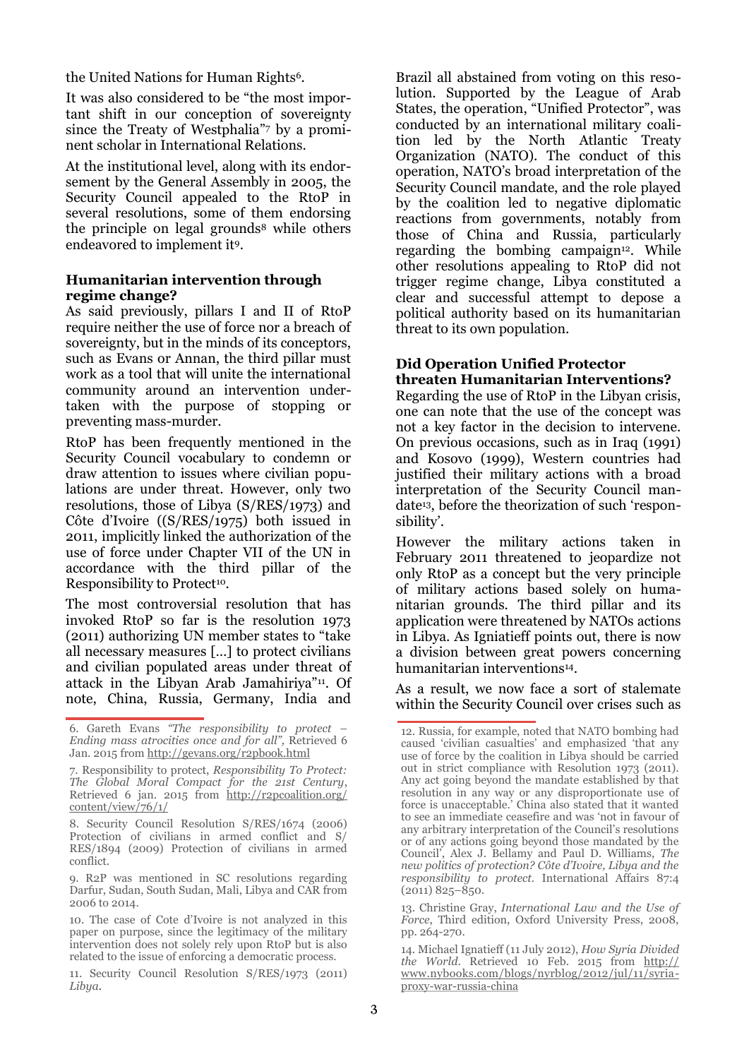the United Nations for Human Rights[6].

It was also considered to be "the most important shift in our conception of sovereignty since the Treaty of Westphalia"[7] by a prominent scholar in International Relations.

At the institutional level, along with its endorsement by the General Assembly in 2005, the Security Council appealed to the RtoP in several resolutions, some of them endorsing the principle on legal grounds[8] while others endeavored to implement it[9].

### Humanitarian intervention through regime change?

As said previously, pillars I and II of RtoP require neither the use of force nor a breach of sovereignty, but in the minds of its conceptors, such as Evans or Annan, the third pillar must work as a tool that will unite the international community around an intervention undertaken with the purpose of stopping or preventing mass-murder.

RtoP has been frequently mentioned in the Security Council vocabulary to condemn or draw attention to issues where civilian populations are under threat. However, only two resolutions, those of Libya (S/RES/1973) and Côte d'Ivoire ((S/RES/1975) both issued in 2011, implicitly linked the authorization of the use of force under Chapter VII of the UN in accordance with the third pillar of the Responsibility to Protect[10].

The most controversial resolution that has invoked RtoP so far is the resolution 1973 (2011) authorizing UN member states to "take all necessary measures [...] to protect civilians and civilian populated areas under threat of attack in the Libyan Arab Jamahiriya"[11]. Of note, China, Russia, Germany, India and Brazil all abstained from voting on this resolution. Supported by the League of Arab States, the operation, "Unified Protector", was conducted by an international military coalition led by the North Atlantic Treaty Organization (NATO). The conduct of this operation, NATO's broad interpretation of the Security Council mandate, and the role played by the coalition led to negative diplomatic reactions from governments, notably from those of China and Russia, particularly regarding the bombing campaign[12]. While other resolutions appealing to RtoP did not trigger regime change, Libya constituted a clear and successful attempt to depose a political authority based on its humanitarian threat to its own population.

### Did Operation Unified Protector threaten Humanitarian Interventions?

Regarding the use of RtoP in the Libyan crisis, one can note that the use of the concept was not a key factor in the decision to intervene. On previous occasions, such as in Iraq (1991) and Kosovo (1999), Western countries had justified their military actions with a broad interpretation of the Security Council mandate[13], before the theorization of such 'responsibility'.

However the military actions taken in February 2011 threatened to jeopardize not only RtoP as a concept but the very principle of military actions based solely on humanitarian grounds. The third pillar and its application were threatened by NATOs actions in Libya. As Igniatieff points out, there is now a division between great powers concerning humanitarian interventions[14].

As a result, we now face a sort of stalemate within the Security Council over crises such as

---

6. Gareth Evans *"The responsibility to protect – Ending mass atrocities once and for all"*, Retrieved 6 Jan. 2015 from http://gevans.org/r2pbook.html

7. Responsibility to protect, *Responsibility To Protect: The Global Moral Compact for the 21st Century*, Retrieved 6 jan. 2015 from http://r2pcoalition.org/content/view/76/1/

8. Security Council Resolution S/RES/1674 (2006) Protection of civilians in armed conflict and S/RES/1894 (2009) Protection of civilians in armed conflict.

9. R2P was mentioned in SC resolutions regarding Darfur, Sudan, South Sudan, Mali, Libya and CAR from 2006 to 2014.

10. The case of Cote d'Ivoire is not analyzed in this paper on purpose, since the legitimacy of the military intervention does not solely rely upon RtoP but is also related to the issue of enforcing a democratic process.

11. Security Council Resolution S/RES/1973 (2011) *Libya*.

12. Russia, for example, noted that NATO bombing had caused 'civilian casualties' and emphasized 'that any use of force by the coalition in Libya should be carried out in strict compliance with Resolution 1973 (2011). Any act going beyond the mandate established by that resolution in any way or any disproportionate use of force is unacceptable.' China also stated that it wanted to see an immediate ceasefire and was 'not in favour of any arbitrary interpretation of the Council's resolutions or of any actions going beyond those mandated by the Council', Alex J. Bellamy and Paul D. Williams, *The new politics of protection? Côte d'Ivoire, Libya and the responsibility to protect.* International Affairs 87:4 (2011) 825–850.

13. Christine Gray, *International Law and the Use of Force*, Third edition, Oxford University Press, 2008, pp. 264-270.

14. Michael Ignatieff (11 July 2012), *How Syria Divided the World*. Retrieved 10 Feb. 2015 from http://www.nybooks.com/blogs/nyrblog/2012/jul/11/syria-proxy-war-russia-china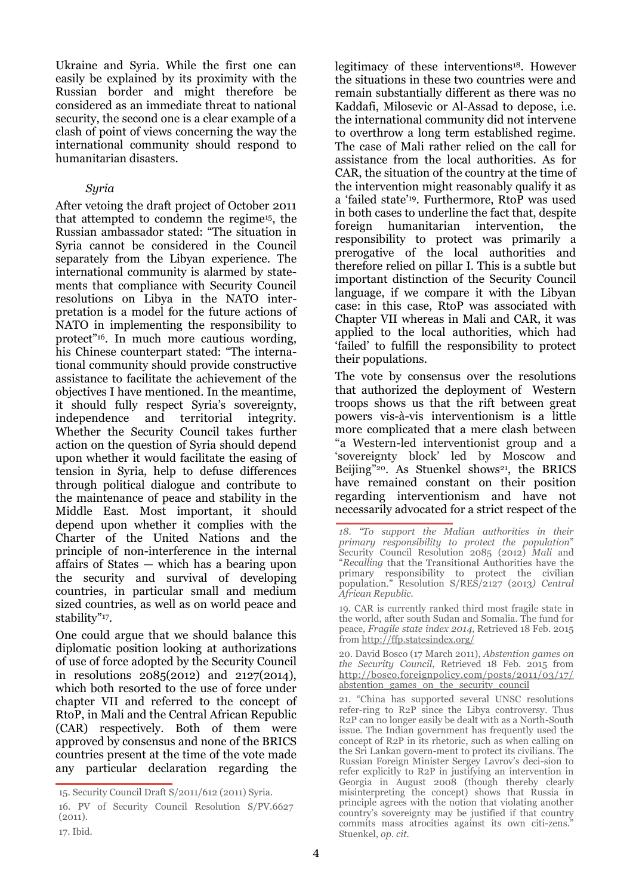Ukraine and Syria. While the first one can easily be explained by its proximity with the Russian border and might therefore be considered as an immediate threat to national security, the second one is a clear example of a clash of point of views concerning the way the international community should respond to humanitarian disasters.

### *Syria*

After vetoing the draft project of October 2011 that attempted to condemn the regime[15], the Russian ambassador stated: "The situation in Syria cannot be considered in the Council separately from the Libyan experience. The international community is alarmed by statements that compliance with Security Council resolutions on Libya in the NATO interpretation is a model for the future actions of NATO in implementing the responsibility to protect"[16]. In much more cautious wording, his Chinese counterpart stated: "The international community should provide constructive assistance to facilitate the achievement of the objectives I have mentioned. In the meantime, it should fully respect Syria's sovereignty, independence and territorial integrity. Whether the Security Council takes further action on the question of Syria should depend upon whether it would facilitate the easing of tension in Syria, help to defuse differences through political dialogue and contribute to the maintenance of peace and stability in the Middle East. Most important, it should depend upon whether it complies with the Charter of the United Nations and the principle of non-interference in the internal affairs of States — which has a bearing upon the security and survival of developing countries, in particular small and medium sized countries, as well as on world peace and stability"[17].

One could argue that we should balance this diplomatic position looking at authorizations of use of force adopted by the Security Council in resolutions 2085(2012) and 2127(2014), which both resorted to the use of force under chapter VII and referred to the concept of RtoP, in Mali and the Central African Republic (CAR) respectively. Both of them were approved by consensus and none of the BRICS countries present at the time of the vote made any particular declaration regarding the legitimacy of these interventions[18]. However the situations in these two countries were and remain substantially different as there was no Kaddafi, Milosevic or Al-Assad to depose, i.e. the international community did not intervene to overthrow a long term established regime. The case of Mali rather relied on the call for assistance from the local authorities. As for CAR, the situation of the country at the time of the intervention might reasonably qualify it as a 'failed state'[19]. Furthermore, RtoP was used in both cases to underline the fact that, despite foreign humanitarian intervention, the responsibility to protect was primarily a prerogative of the local authorities and therefore relied on pillar I. This is a subtle but important distinction of the Security Council language, if we compare it with the Libyan case: in this case, RtoP was associated with Chapter VII whereas in Mali and CAR, it was applied to the local authorities, which had 'failed' to fulfill the responsibility to protect their populations.

The vote by consensus over the resolutions that authorized the deployment of Western troops shows us that the rift between great powers vis-à-vis interventionism is a little more complicated that a mere clash between "a Western-led interventionist group and a 'sovereignty block' led by Moscow and Beijing"[20]. As Stuenkel shows[21], the BRICS have remained constant on their position regarding interventionism and have not necessarily advocated for a strict respect of the

---

15. Security Council Draft S/2011/612 (2011) Syria.

16. PV of Security Council Resolution S/PV.6627 (2011).

17. Ibid.

18. *"To support the Malian authorities in their primary responsibility to protect the population"* Security Council Resolution 2085 (2012) *Mali* and "*Recalling* that the Transitional Authorities have the primary responsibility to protect the civilian population." Resolution S/RES/2127 (2013*) Central African Republic*.

19. CAR is currently ranked third most fragile state in the world, after south Sudan and Somalia. The fund for peace, *Fragile state index 2014*, Retrieved 18 Feb. 2015 from http://ffp.statesindex.org/

20. David Bosco (17 March 2011), *Abstention games on the Security Council*, Retrieved 18 Feb. 2015 from http://bosco.foreignpolicy.com/posts/2011/03/17/abstention_games_on_the_security_council

21. "China has supported several UNSC resolutions refer-ring to R2P since the Libya controversy. Thus R2P can no longer easily be dealt with as a North-South issue. The Indian government has frequently used the concept of R2P in its rhetoric, such as when calling on the Sri Lankan govern-ment to protect its civilians. The Russian Foreign Minister Sergey Lavrov's deci-sion to refer explicitly to R2P in justifying an intervention in Georgia in August 2008 (though thereby clearly misinterpreting the concept) shows that Russia in principle agrees with the notion that violating another country's sovereignty may be justified if that country commits mass atrocities against its own citi-zens." Stuenkel, *op. cit.*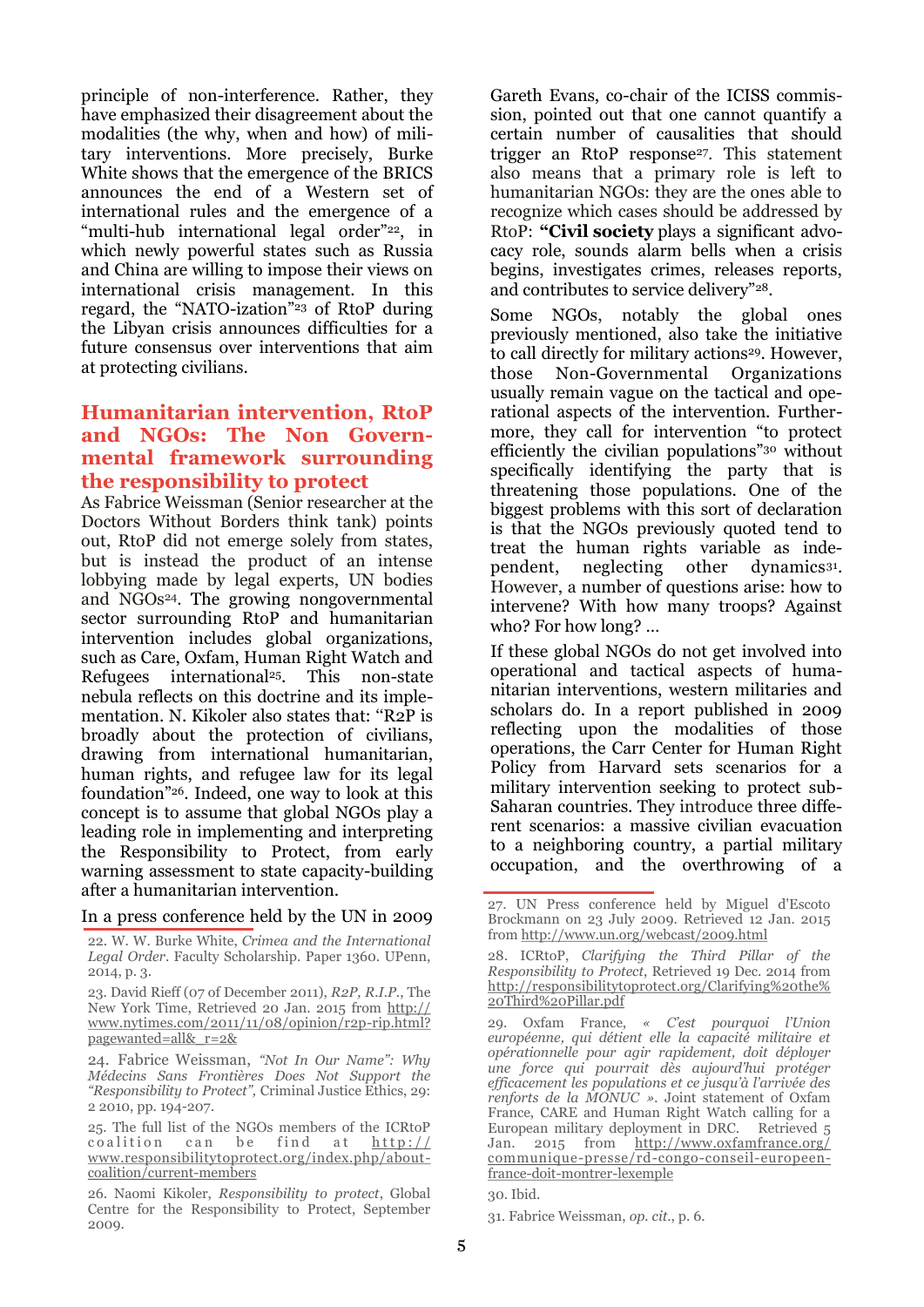principle of non-interference. Rather, they have emphasized their disagreement about the modalities (the why, when and how) of military interventions. More precisely, Burke White shows that the emergence of the BRICS announces the end of a Western set of international rules and the emergence of a "multi-hub international legal order"[22], in which newly powerful states such as Russia and China are willing to impose their views on international crisis management. In this regard, the "NATO-ization"[23] of RtoP during the Libyan crisis announces difficulties for a future consensus over interventions that aim at protecting civilians.

## Humanitarian intervention, RtoP and NGOs: The Non Governmental framework surrounding the responsibility to protect

As Fabrice Weissman (Senior researcher at the Doctors Without Borders think tank) points out, RtoP did not emerge solely from states, but is instead the product of an intense lobbying made by legal experts, UN bodies and NGOs[24]. The growing nongovernmental sector surrounding RtoP and humanitarian intervention includes global organizations, such as Care, Oxfam, Human Right Watch and Refugees international[25]. This non-state nebula reflects on this doctrine and its implementation. N. Kikoler also states that: "R2P is broadly about the protection of civilians, drawing from international humanitarian, human rights, and refugee law for its legal foundation"[26]. Indeed, one way to look at this concept is to assume that global NGOs play a leading role in implementing and interpreting the Responsibility to Protect, from early warning assessment to state capacity-building after a humanitarian intervention.

In a press conference held by the UN in 2009 Gareth Evans, co-chair of the ICISS commission, pointed out that one cannot quantify a certain number of causalities that should trigger an RtoP response[27]. This statement also means that a primary role is left to humanitarian NGOs: they are the ones able to recognize which cases should be addressed by RtoP: **"Civil society** plays a significant advocacy role, sounds alarm bells when a crisis begins, investigates crimes, releases reports, and contributes to service delivery"[28].

Some NGOs, notably the global ones previously mentioned, also take the initiative to call directly for military actions[29]. However, those Non-Governmental Organizations usually remain vague on the tactical and operational aspects of the intervention. Furthermore, they call for intervention "to protect efficiently the civilian populations"[30] without specifically identifying the party that is threatening those populations. One of the biggest problems with this sort of declaration is that the NGOs previously quoted tend to treat the human rights variable as independent, neglecting other dynamics[31]. However, a number of questions arise: how to intervene? With how many troops? Against who? For how long? …

If these global NGOs do not get involved into operational and tactical aspects of humanitarian interventions, western militaries and scholars do. In a report published in 2009 reflecting upon the modalities of those operations, the Carr Center for Human Right Policy from Harvard sets scenarios for a military intervention seeking to protect sub-Saharan countries. They introduce three different scenarios: a massive civilian evacuation to a neighboring country, a partial military occupation, and the overthrowing of a

---

22. W. W. Burke White, *Crimea and the International Legal Order*. Faculty Scholarship. Paper 1360. UPenn, 2014, p. 3.

23. David Rieff (07 of December 2011), *R2P, R.I.P.*, The New York Time, Retrieved 20 Jan. 2015 from http://www.nytimes.com/2011/11/08/opinion/r2p-rip.html?pagewanted=all&_r=2&

24. Fabrice Weissman, *"Not In Our Name": Why Médecins Sans Frontières Does Not Support the "Responsibility to Protect"*, Criminal Justice Ethics, 29: 2 2010, pp. 194-207.

25. The full list of the NGOs members of the ICRtoP coalition can be find at http://www.responsibilitytoprotect.org/index.php/about-coalition/current-members

26. Naomi Kikoler, *Responsibility to protect*, Global Centre for the Responsibility to Protect, September 2009.

27. UN Press conference held by Miguel d'Escoto Brockmann on 23 July 2009. Retrieved 12 Jan. 2015 from http://www.un.org/webcast/2009.html

28. ICRtoP, *Clarifying the Third Pillar of the Responsibility to Protect*, Retrieved 19 Dec. 2014 from http://responsibilitytoprotect.org/Clarifying%20the%20Third%20Pillar.pdf

29. Oxfam France, *« C'est pourquoi l'Union européenne, qui détient elle la capacité militaire et opérationnelle pour agir rapidement, doit déployer une force qui pourrait dès aujourd'hui protéger efficacement les populations et ce jusqu'à l'arrivée des renforts de la MONUC »*. Joint statement of Oxfam France, CARE and Human Right Watch calling for a European military deployment in DRC. Retrieved 5 Jan. 2015 from http://www.oxfamfrance.org/communique-presse/rd-congo-conseil-europeen-france-doit-montrer-lexemple

30. Ibid.

31. Fabrice Weissman, *op. cit.*, p. 6.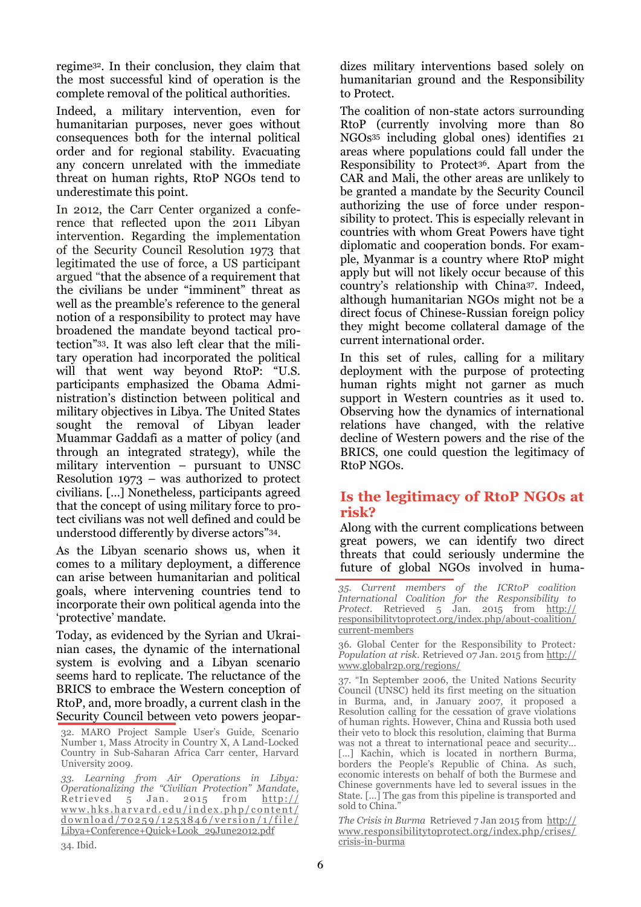regime[32]. In their conclusion, they claim that the most successful kind of operation is the complete removal of the political authorities.

Indeed, a military intervention, even for humanitarian purposes, never goes without consequences both for the internal political order and for regional stability. Evacuating any concern unrelated with the immediate threat on human rights, RtoP NGOs tend to underestimate this point.

In 2012, the Carr Center organized a conference that reflected upon the 2011 Libyan intervention. Regarding the implementation of the Security Council Resolution 1973 that legitimated the use of force, a US participant argued "that the absence of a requirement that the civilians be under "imminent" threat as well as the preamble's reference to the general notion of a responsibility to protect may have broadened the mandate beyond tactical protection"[33]. It was also left clear that the military operation had incorporated the political will that went way beyond RtoP: "U.S. participants emphasized the Obama Administration's distinction between political and military objectives in Libya. The United States sought the removal of Libyan leader Muammar Gaddafi as a matter of policy (and through an integrated strategy), while the military intervention – pursuant to UNSC Resolution 1973 – was authorized to protect civilians. [...] Nonetheless, participants agreed that the concept of using military force to protect civilians was not well defined and could be understood differently by diverse actors"[34].

As the Libyan scenario shows us, when it comes to a military deployment, a difference can arise between humanitarian and political goals, where intervening countries tend to incorporate their own political agenda into the 'protective' mandate.

Today, as evidenced by the Syrian and Ukrainian cases, the dynamic of the international system is evolving and a Libyan scenario seems hard to replicate. The reluctance of the BRICS to embrace the Western conception of RtoP, and, more broadly, a current clash in the Security Council between veto powers jeopardizes military interventions based solely on humanitarian ground and the Responsibility to Protect.

The coalition of non-state actors surrounding RtoP (currently involving more than 80 NGOs[35] including global ones) identifies 21 areas where populations could fall under the Responsibility to Protect[36]. Apart from the CAR and Mali, the other areas are unlikely to be granted a mandate by the Security Council authorizing the use of force under responsibility to protect. This is especially relevant in countries with whom Great Powers have tight diplomatic and cooperation bonds. For example, Myanmar is a country where RtoP might apply but will not likely occur because of this country's relationship with China[37]. Indeed, although humanitarian NGOs might not be a direct focus of Chinese-Russian foreign policy they might become collateral damage of the current international order.

In this set of rules, calling for a military deployment with the purpose of protecting human rights might not garner as much support in Western countries as it used to. Observing how the dynamics of international relations have changed, with the relative decline of Western powers and the rise of the BRICS, one could question the legitimacy of RtoP NGOs.

## Is the legitimacy of RtoP NGOs at risk?

Along with the current complications between great powers, we can identify two direct threats that could seriously undermine the future of global NGOs involved in huma-

---

32. MARO Project Sample User's Guide, Scenario Number 1, Mass Atrocity in Country X, A Land-Locked Country in Sub-Saharan Africa Carr center, Harvard University 2009.

33. *Learning from Air Operations in Libya: Operationalizing the "Civilian Protection" Mandate*, Retrieved 5 Jan. 2015 from http://www.hks.harvard.edu/index.php/content/download/70259/1253846/version/1/file/Libya+Conference+Quick+Look_29June2012.pdf

34. Ibid.

35. *Current members of the ICRtoP coalition International Coalition for the Responsibility to Protect*. Retrieved 5 Jan. 2015 from http://responsibilitytoprotect.org/index.php/about-coalition/current-members

36. Global Center for the Responsibility to Protect*: Population at risk*. Retrieved 07 Jan. 2015 from http://www.globalr2p.org/regions/

37. "In September 2006, the United Nations Security Council (UNSC) held its first meeting on the situation in Burma, and, in January 2007, it proposed a Resolution calling for the cessation of grave violations of human rights. However, China and Russia both used their veto to block this resolution, claiming that Burma was not a threat to international peace and security... [...] Kachin, which is located in northern Burma, borders the People's Republic of China. As such, economic interests on behalf of both the Burmese and Chinese governments have led to several issues in the State. [...] The gas from this pipeline is transported and sold to China."

*The Crisis in Burma* Retrieved 7 Jan 2015 from http://www.responsibilitytoprotect.org/index.php/crises/crisis-in-burma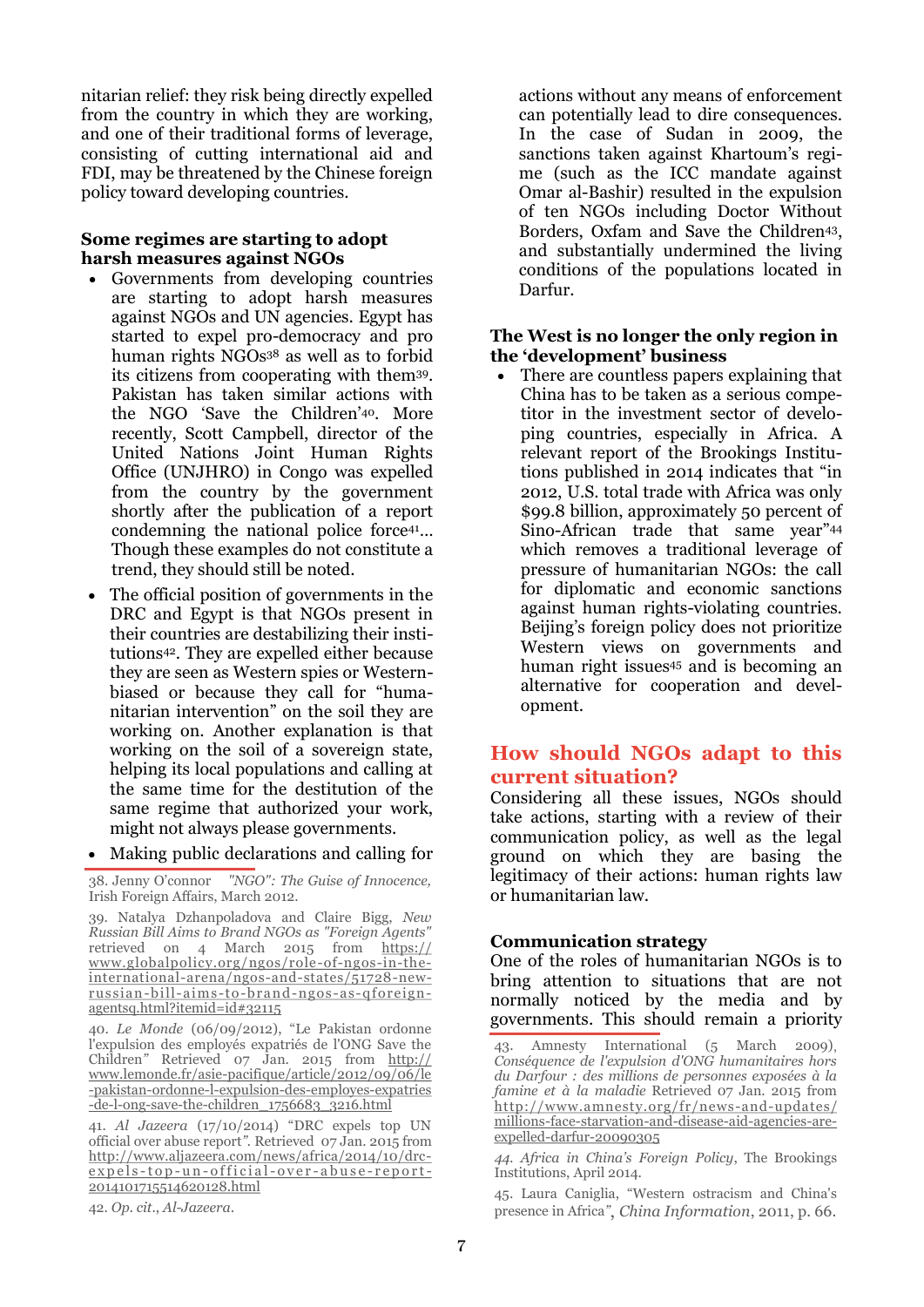nitarian relief: they risk being directly expelled from the country in which they are working, and one of their traditional forms of leverage, consisting of cutting international aid and FDI, may be threatened by the Chinese foreign policy toward developing countries.

**Some regimes are starting to adopt harsh measures against NGOs**

- Governments from developing countries are starting to adopt harsh measures against NGOs and UN agencies. Egypt has started to expel pro-democracy and pro human rights NGOs[38] as well as to forbid its citizens from cooperating with them[39]. Pakistan has taken similar actions with the NGO 'Save the Children'[40]. More recently, Scott Campbell, director of the United Nations Joint Human Rights Office (UNJHRO) in Congo was expelled from the country by the government shortly after the publication of a report condemning the national police force[41]… Though these examples do not constitute a trend, they should still be noted.
- The official position of governments in the DRC and Egypt is that NGOs present in their countries are destabilizing their institutions[42]. They are expelled either because they are seen as Western spies or Western-biased or because they call for "humanitarian intervention" on the soil they are working on. Another explanation is that working on the soil of a sovereign state, helping its local populations and calling at the same time for the destitution of the same regime that authorized your work, might not always please governments.
- Making public declarations and calling for actions without any means of enforcement can potentially lead to dire consequences. In the case of Sudan in 2009, the sanctions taken against Khartoum's regime (such as the ICC mandate against Omar al-Bashir) resulted in the expulsion of ten NGOs including Doctor Without Borders, Oxfam and Save the Children[43], and substantially undermined the living conditions of the populations located in Darfur.

**The West is no longer the only region in the 'development' business**

- There are countless papers explaining that China has to be taken as a serious competitor in the investment sector of developing countries, especially in Africa. A relevant report of the Brookings Institutions published in 2014 indicates that "in 2012, U.S. total trade with Africa was only \$99.8 billion, approximately 50 percent of Sino-African trade that same year"[44] which removes a traditional leverage of pressure of humanitarian NGOs: the call for diplomatic and economic sanctions against human rights-violating countries. Beijing's foreign policy does not prioritize Western views on governments and human right issues[45] and is becoming an alternative for cooperation and development.

## How should NGOs adapt to this current situation?

Considering all these issues, NGOs should take actions, starting with a review of their communication policy, as well as the legal ground on which they are basing the legitimacy of their actions: human rights law or humanitarian law.

**Communication strategy**

One of the roles of humanitarian NGOs is to bring attention to situations that are not normally noticed by the media and by governments. This should remain a priority

---

38. Jenny O'connor *"NGO": The Guise of Innocence,* Irish Foreign Affairs, March 2012.

39. Natalya Dzhanpoladova and Claire Bigg, *New Russian Bill Aims to Brand NGOs as "Foreign Agents"* retrieved on 4 March 2015 from https://www.globalpolicy.org/ngos/role-of-ngos-in-the-international-arena/ngos-and-states/51728-new-russian-bill-aims-to-brand-ngos-as-qforeign-agentsq.html?itemid=id#32115

40. *Le Monde* (06/09/2012), "Le Pakistan ordonne l'expulsion des employés expatriés de l'ONG Save the Children" Retrieved 07 Jan. 2015 from http://www.lemonde.fr/asie-pacifique/article/2012/09/06/le-pakistan-ordonne-l-expulsion-des-employes-expatries-de-l-ong-save-the-children_1756683_3216.html

41. *Al Jazeera* (17/10/2014) "DRC expels top UN official over abuse report". Retrieved 07 Jan. 2015 from http://www.aljazeera.com/news/africa/2014/10/drc-expels-top-un-official-over-abuse-report-20141017155146200128.html

42. *Op. cit.*, *Al-Jazeera.*

43. Amnesty International (5 March 2009), *Conséquence de l'expulsion d'ONG humanitaires hors du Darfour : des millions de personnes exposées à la famine et à la maladie* Retrieved 07 Jan. 2015 from http://www.amnesty.org/fr/news-and-updates/millions-face-starvation-and-disease-aid-agencies-are-expelled-darfur-20090305

44. *Africa in China's Foreign Policy*, The Brookings Institutions, April 2014.

45. Laura Caniglia, "Western ostracism and China's presence in Africa", *China Information*, 2011, p. 66.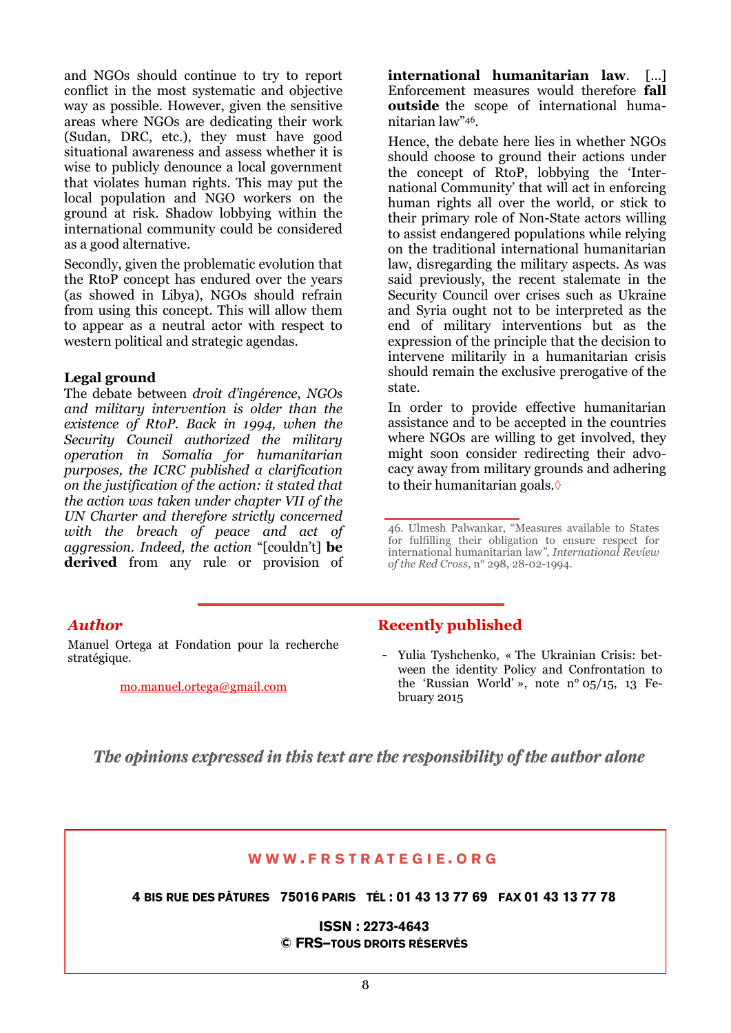and NGOs should continue to try to report conflict in the most systematic and objective way as possible. However, given the sensitive areas where NGOs are dedicating their work (Sudan, DRC, etc.), they must have good situational awareness and assess whether it is wise to publicly denounce a local government that violates human rights. This may put the local population and NGO workers on the ground at risk. Shadow lobbying within the international community could be considered as a good alternative.

Secondly, given the problematic evolution that the RtoP concept has endured over the years (as showed in Libya), NGOs should refrain from using this concept. This will allow them to appear as a neutral actor with respect to western political and strategic agendas.

**Legal ground**

The debate between *droit d'ingérence, NGOs and military intervention is older than the existence of RtoP. Back in 1994, when the Security Council authorized the military operation in Somalia for humanitarian purposes, the ICRC published a clarification on the justification of the action: it stated that the action was taken under chapter VII of the UN Charter and therefore strictly concerned with the breach of peace and act of aggression. Indeed, the action* "[couldn't] **be derived** from any rule or provision of **international humanitarian law**. [...] Enforcement measures would therefore **fall outside** the scope of international humanitarian law"[46].

Hence, the debate here lies in whether NGOs should choose to ground their actions under the concept of RtoP, lobbying the 'International Community' that will act in enforcing human rights all over the world, or stick to their primary role of Non-State actors willing to assist endangered populations while relying on the traditional international humanitarian law, disregarding the military aspects. As was said previously, the recent stalemate in the Security Council over crises such as Ukraine and Syria ought not to be interpreted as the end of military interventions but as the expression of the principle that the decision to intervene militarily in a humanitarian crisis should remain the exclusive prerogative of the state.

In order to provide effective humanitarian assistance and to be accepted in the countries where NGOs are willing to get involved, they might soon consider redirecting their advocacy away from military grounds and adhering to their humanitarian goals.◊

46. Ulmesh Palwankar, "Measures available to States for fulfilling their obligation to ensure respect for international humanitarian law", *International Review of the Red Cross*, n° 298, 28-02-1994.

### *Author*

Manuel Ortega at Fondation pour la recherche stratégique.

mo.manuel.ortega@gmail.com

### Recently published

- Yulia Tyshchenko, « The Ukrainian Crisis: between the identity Policy and Confrontation to the 'Russian World' », note n° 05/15, 13 February 2015

***The opinions expressed in this text are the responsibility of the author alone***

WWW.FRSTRATEGIE.ORG

4 BIS RUE DES PÂTURES 75016 PARIS TÉL : 01 43 13 77 69 FAX 01 43 13 77 78

ISSN : 2273-4643

© FRS–TOUS DROITS RÉSERVÉS